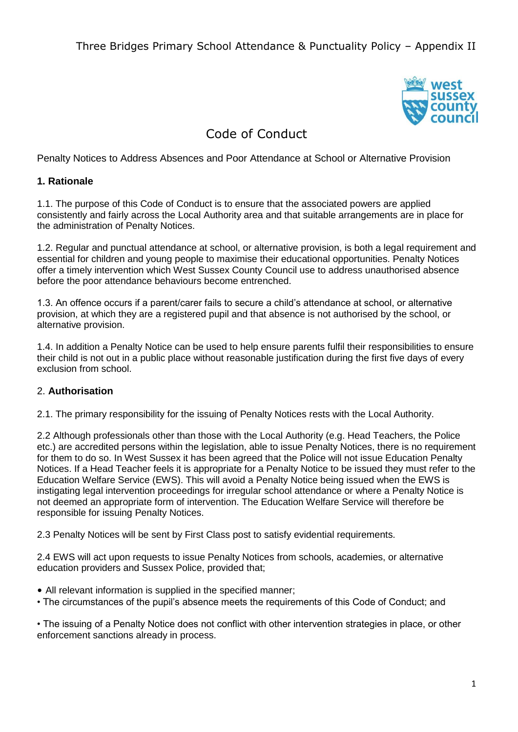Three Bridges Primary School Attendance & Punctuality Policy – Appendix II

# Code of Conduct

Penalty Notices to Address Absences and Poor Attendance at School or Alternative Provision

## 1. Rationale

1.1. The purpose of this Code of Conduct is to ensure that the associated powers are applied consistently and fairly across the Local Authority area and that suitable arrangements are in place for the administration of Penalty Notices.

1.2. Regular and punctual attendance at school, or alternative provision, is both a legal requirement and essential for children and young people to maximise their educational opportunities. Penalty Notices offer a timely intervention which West Sussex County Council use to address unauthorised absence before the poor attendance behaviours become entrenched.

1.3. An offence occurs if a parent/carer fails to secure a child's attendance at school, or alternative provision, at which they are a registered pupil and that absence is not authorised by the school, or alternative provision.

1.4. In addition a Penalty Notice can be used to help ensure parents fulfil their responsibilities to ensure their child is not out in a public place without reasonable justification during the first five days of every exclusion from school.

## 2. Authorisation

2.1. The primary responsibility for the issuing of Penalty Notices rests with the Local Authority.

2.2 Although professionals other than those with the Local Authority (e.g. Head Teachers, the Police etc.) are accredited persons within the legislation, able to issue Penalty Notices, there is no requirement for them to do so. In West Sussex it has been agreed that the Police will not issue Education Penalty Notices. If a Head Teacher feels it is appropriate for a Penalty Notice to be issued they must refer to the Education Welfare Service (EWS). This will avoid a Penalty Notice being issued when the EWS is instigating legal intervention proceedings for irregular school attendance or where a Penalty Notice is not deemed an appropriate form of intervention. The Education Welfare Service will therefore be responsible for issuing Penalty Notices.

2.3 Penalty Notices will be sent by First Class post to satisfy evidential requirements.

2.4 EWS will act upon requests to issue Penalty Notices from schools, academies, or alternative education providers and Sussex Police, provided that;

- All relevant information is supplied in the specified manner;
- The circumstances of the pupil's absence meets the requirements of this Code of Conduct; and
- The issuing of a Penalty Notice does not conflict with other intervention strategies in place, or other enforcement sanctions already in process.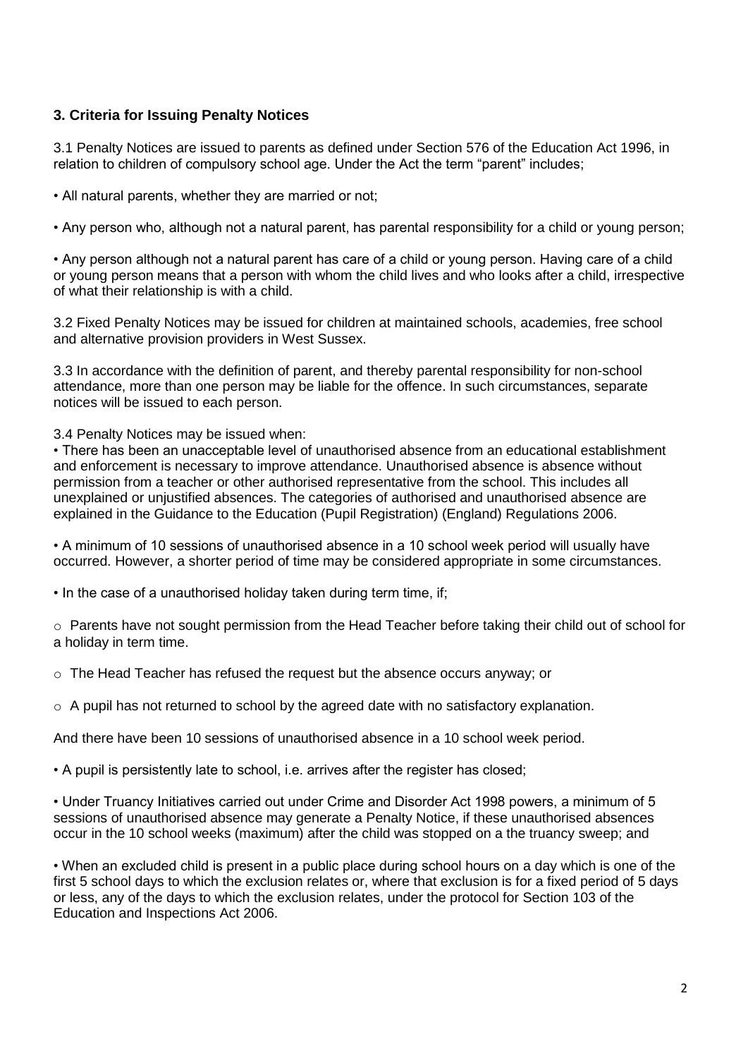### 3. Criteria for Issuing Penalty Notices

3.1 Penalty Notices are issued to parents as defined under Section 576 of the Education Act 1996, in relation to children of compulsory school age. Under the Act the term "parent" includes;

- All natural parents, whether they are married or not;
- Any person who, although not a natural parent, has parental responsibility for a child or young person;
- Any person although not a natural parent has care of a child or young person. Having care of a child or young person means that a person with whom the child lives and who looks after a child, irrespective of what their relationship is with a child.

3.2 Fixed Penalty Notices may be issued for children at maintained schools, academies, free school and alternative provision providers in West Sussex.

3.3 In accordance with the definition of parent, and thereby parental responsibility for non-school attendance, more than one person may be liable for the offence. In such circumstances, separate notices will be issued to each person.

3.4 Penalty Notices may be issued when:

- There has been an unacceptable level of unauthorised absence from an educational establishment and enforcement is necessary to improve attendance. Unauthorised absence is absence without permission from a teacher or other authorised representative from the school. This includes all unexplained or unjustified absences. The categories of authorised and unauthorised absence are explained in the Guidance to the Education (Pupil Registration) (England) Regulations 2006.
- A minimum of 10 sessions of unauthorised absence in a 10 school week period will usually have occurred. However, a shorter period of time may be considered appropriate in some circumstances.
- In the case of a unauthorised holiday taken during term time, if;
  - Parents have not sought permission from the Head Teacher before taking their child out of school for a holiday in term time.
  - The Head Teacher has refused the request but the absence occurs anyway; or
  - A pupil has not returned to school by the agreed date with no satisfactory explanation.

  And there have been 10 sessions of unauthorised absence in a 10 school week period.
- A pupil is persistently late to school, i.e. arrives after the register has closed;
- Under Truancy Initiatives carried out under Crime and Disorder Act 1998 powers, a minimum of 5 sessions of unauthorised absence may generate a Penalty Notice, if these unauthorised absences occur in the 10 school weeks (maximum) after the child was stopped on a the truancy sweep; and
- When an excluded child is present in a public place during school hours on a day which is one of the first 5 school days to which the exclusion relates or, where that exclusion is for a fixed period of 5 days or less, any of the days to which the exclusion relates, under the protocol for Section 103 of the Education and Inspections Act 2006.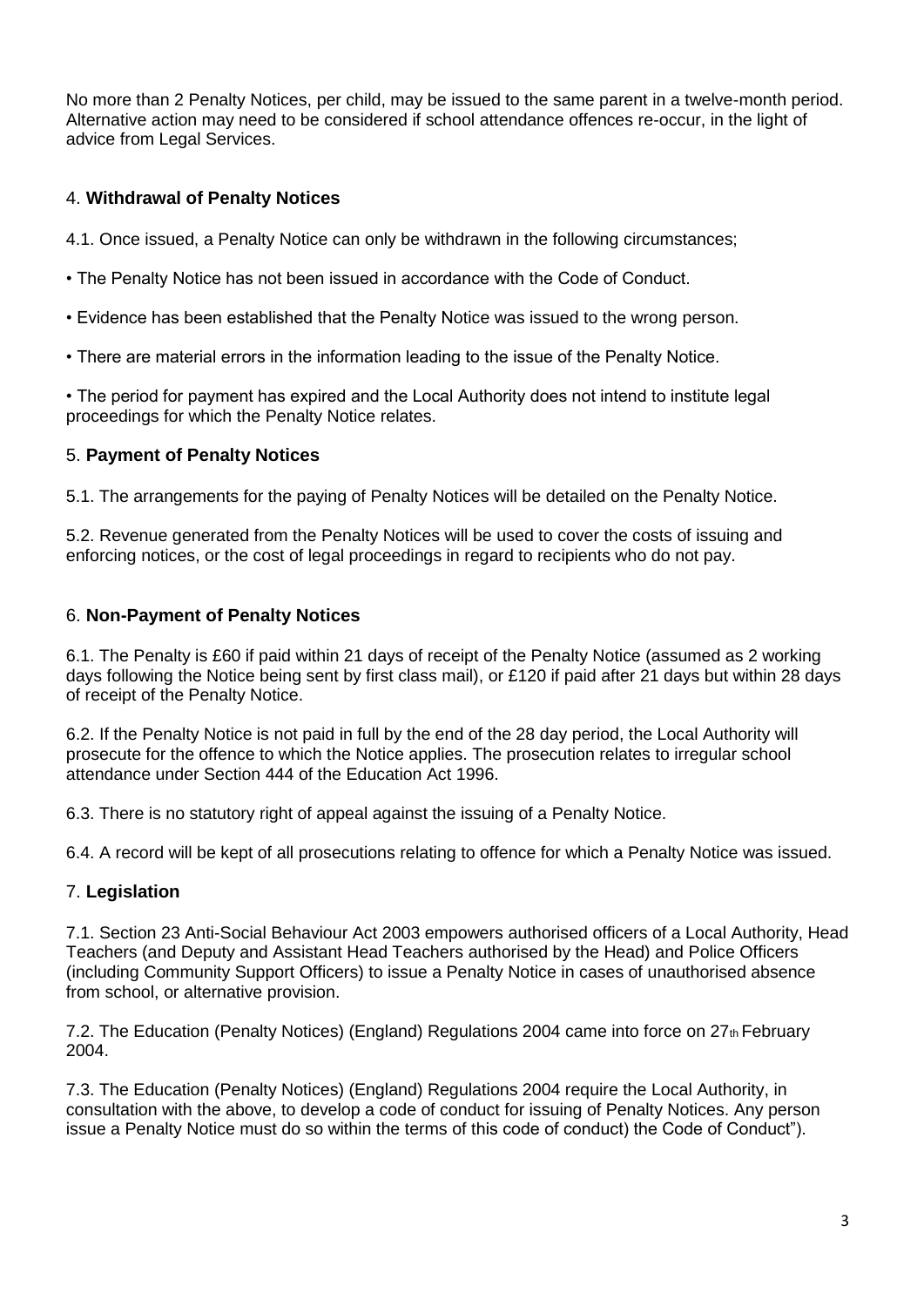No more than 2 Penalty Notices, per child, may be issued to the same parent in a twelve-month period. Alternative action may need to be considered if school attendance offences re-occur, in the light of advice from Legal Services.

## 4. **Withdrawal of Penalty Notices**

4.1. Once issued, a Penalty Notice can only be withdrawn in the following circumstances;

- The Penalty Notice has not been issued in accordance with the Code of Conduct.
- Evidence has been established that the Penalty Notice was issued to the wrong person.
- There are material errors in the information leading to the issue of the Penalty Notice.
- The period for payment has expired and the Local Authority does not intend to institute legal proceedings for which the Penalty Notice relates.

## 5. **Payment of Penalty Notices**

5.1. The arrangements for the paying of Penalty Notices will be detailed on the Penalty Notice.

5.2. Revenue generated from the Penalty Notices will be used to cover the costs of issuing and enforcing notices, or the cost of legal proceedings in regard to recipients who do not pay.

## 6. **Non-Payment of Penalty Notices**

6.1. The Penalty is £60 if paid within 21 days of receipt of the Penalty Notice (assumed as 2 working days following the Notice being sent by first class mail), or £120 if paid after 21 days but within 28 days of receipt of the Penalty Notice.

6.2. If the Penalty Notice is not paid in full by the end of the 28 day period, the Local Authority will prosecute for the offence to which the Notice applies. The prosecution relates to irregular school attendance under Section 444 of the Education Act 1996.

6.3. There is no statutory right of appeal against the issuing of a Penalty Notice.

6.4. A record will be kept of all prosecutions relating to offence for which a Penalty Notice was issued.

## 7. **Legislation**

7.1. Section 23 Anti-Social Behaviour Act 2003 empowers authorised officers of a Local Authority, Head Teachers (and Deputy and Assistant Head Teachers authorised by the Head) and Police Officers (including Community Support Officers) to issue a Penalty Notice in cases of unauthorised absence from school, or alternative provision.

7.2. The Education (Penalty Notices) (England) Regulations 2004 came into force on 27th February 2004.

7.3. The Education (Penalty Notices) (England) Regulations 2004 require the Local Authority, in consultation with the above, to develop a code of conduct for issuing of Penalty Notices. Any person issue a Penalty Notice must do so within the terms of this code of conduct) the Code of Conduct").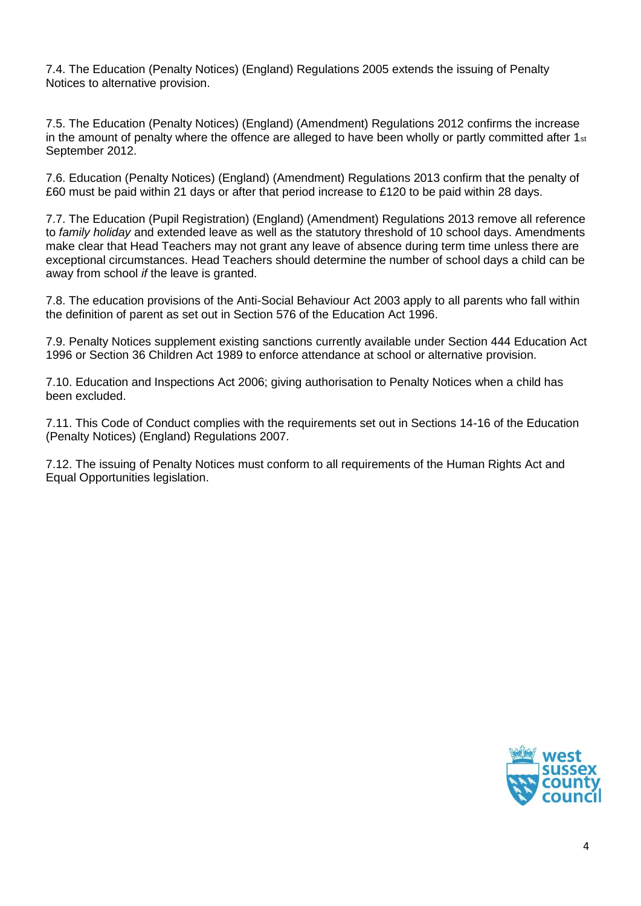7.4. The Education (Penalty Notices) (England) Regulations 2005 extends the issuing of Penalty Notices to alternative provision.

7.5. The Education (Penalty Notices) (England) (Amendment) Regulations 2012 confirms the increase in the amount of penalty where the offence are alleged to have been wholly or partly committed after 1st September 2012.

7.6. Education (Penalty Notices) (England) (Amendment) Regulations 2013 confirm that the penalty of £60 must be paid within 21 days or after that period increase to £120 to be paid within 28 days.

7.7. The Education (Pupil Registration) (England) (Amendment) Regulations 2013 remove all reference to *family holiday* and extended leave as well as the statutory threshold of 10 school days. Amendments make clear that Head Teachers may not grant any leave of absence during term time unless there are exceptional circumstances. Head Teachers should determine the number of school days a child can be away from school *if* the leave is granted.

7.8. The education provisions of the Anti-Social Behaviour Act 2003 apply to all parents who fall within the definition of parent as set out in Section 576 of the Education Act 1996.

7.9. Penalty Notices supplement existing sanctions currently available under Section 444 Education Act 1996 or Section 36 Children Act 1989 to enforce attendance at school or alternative provision.

7.10. Education and Inspections Act 2006; giving authorisation to Penalty Notices when a child has been excluded.

7.11. This Code of Conduct complies with the requirements set out in Sections 14-16 of the Education (Penalty Notices) (England) Regulations 2007.

7.12. The issuing of Penalty Notices must conform to all requirements of the Human Rights Act and Equal Opportunities legislation.